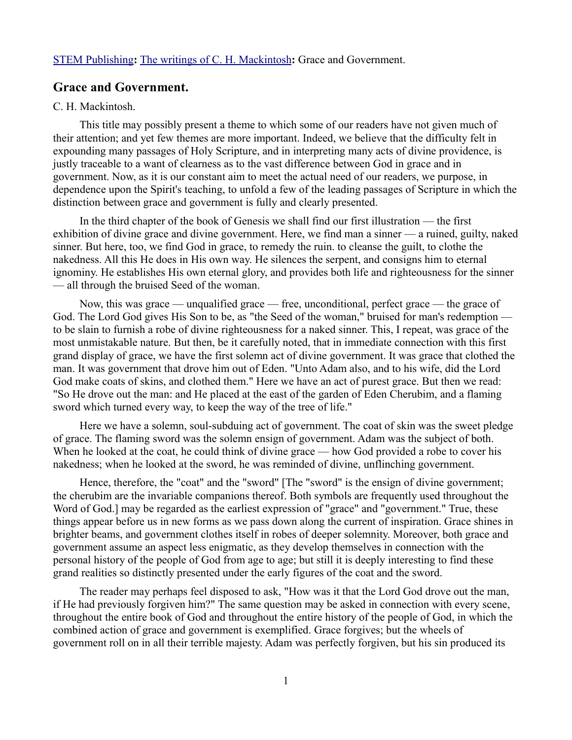**STEM Publishing**: **The writings of C. H. Mackintosh**: Grace and Government.

## Grace and Government.

C. H. Mackintosh.

This title may possibly present a theme to which some of our readers have not given much of their attention; and yet few themes are more important. Indeed, we believe that the difficulty felt in expounding many passages of Holy Scripture, and in interpreting many acts of divine providence, is justly traceable to a want of clearness as to the vast difference between God in grace and in government. Now, as it is our constant aim to meet the actual need of our readers, we purpose, in dependence upon the Spirit's teaching, to unfold a few of the leading passages of Scripture in which the distinction between grace and government is fully and clearly presented.

In the third chapter of the book of Genesis we shall find our first illustration — the first exhibition of divine grace and divine government. Here, we find man a sinner — a ruined, guilty, naked sinner. But here, too, we find God in grace, to remedy the ruin. to cleanse the guilt, to clothe the nakedness. All this He does in His own way. He silences the serpent, and consigns him to eternal ignominy. He establishes His own eternal glory, and provides both life and righteousness for the sinner — all through the bruised Seed of the woman.

Now, this was grace — unqualified grace — free, unconditional, perfect grace — the grace of God. The Lord God gives His Son to be, as "the Seed of the woman," bruised for man's redemption — to be slain to furnish a robe of divine righteousness for a naked sinner. This, I repeat, was grace of the most unmistakable nature. But then, be it carefully noted, that in immediate connection with this first grand display of grace, we have the first solemn act of divine government. It was grace that clothed the man. It was government that drove him out of Eden. "Unto Adam also, and to his wife, did the Lord God make coats of skins, and clothed them." Here we have an act of purest grace. But then we read: "So He drove out the man: and He placed at the east of the garden of Eden Cherubim, and a flaming sword which turned every way, to keep the way of the tree of life."

Here we have a solemn, soul-subduing act of government. The coat of skin was the sweet pledge of grace. The flaming sword was the solemn ensign of government. Adam was the subject of both. When he looked at the coat, he could think of divine grace — how God provided a robe to cover his nakedness; when he looked at the sword, he was reminded of divine, unflinching government.

Hence, therefore, the "coat" and the "sword" [The "sword" is the ensign of divine government; the cherubim are the invariable companions thereof. Both symbols are frequently used throughout the Word of God.] may be regarded as the earliest expression of "grace" and "government." True, these things appear before us in new forms as we pass down along the current of inspiration. Grace shines in brighter beams, and government clothes itself in robes of deeper solemnity. Moreover, both grace and government assume an aspect less enigmatic, as they develop themselves in connection with the personal history of the people of God from age to age; but still it is deeply interesting to find these grand realities so distinctly presented under the early figures of the coat and the sword.

The reader may perhaps feel disposed to ask, "How was it that the Lord God drove out the man, if He had previously forgiven him?" The same question may be asked in connection with every scene, throughout the entire book of God and throughout the entire history of the people of God, in which the combined action of grace and government is exemplified. Grace forgives; but the wheels of government roll on in all their terrible majesty. Adam was perfectly forgiven, but his sin produced its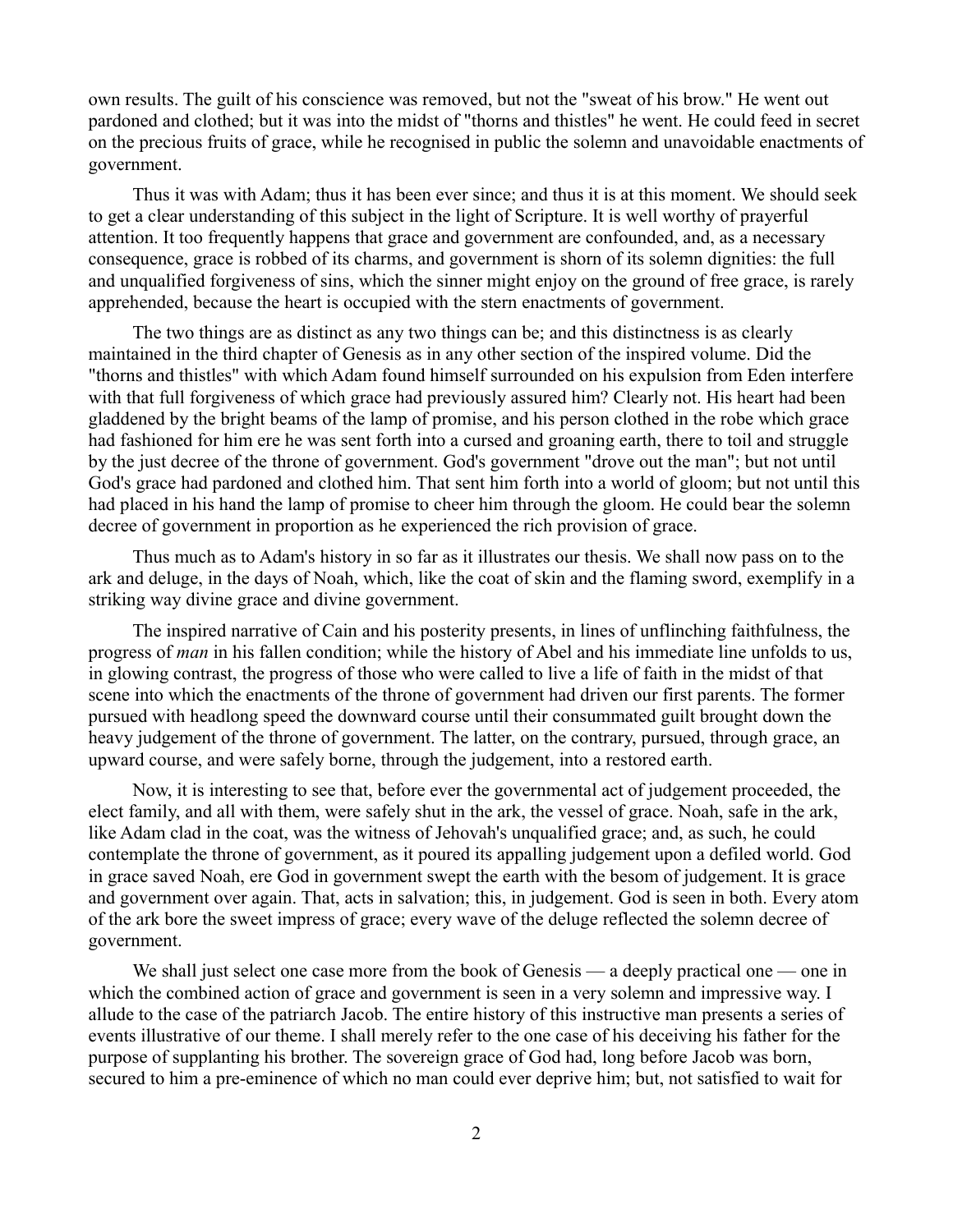own results. The guilt of his conscience was removed, but not the "sweat of his brow." He went out pardoned and clothed; but it was into the midst of "thorns and thistles" he went. He could feed in secret on the precious fruits of grace, while he recognised in public the solemn and unavoidable enactments of government.

Thus it was with Adam; thus it has been ever since; and thus it is at this moment. We should seek to get a clear understanding of this subject in the light of Scripture. It is well worthy of prayerful attention. It too frequently happens that grace and government are confounded, and, as a necessary consequence, grace is robbed of its charms, and government is shorn of its solemn dignities: the full and unqualified forgiveness of sins, which the sinner might enjoy on the ground of free grace, is rarely apprehended, because the heart is occupied with the stern enactments of government.

The two things are as distinct as any two things can be; and this distinctness is as clearly maintained in the third chapter of Genesis as in any other section of the inspired volume. Did the "thorns and thistles" with which Adam found himself surrounded on his expulsion from Eden interfere with that full forgiveness of which grace had previously assured him? Clearly not. His heart had been gladdened by the bright beams of the lamp of promise, and his person clothed in the robe which grace had fashioned for him ere he was sent forth into a cursed and groaning earth, there to toil and struggle by the just decree of the throne of government. God's government "drove out the man"; but not until God's grace had pardoned and clothed him. That sent him forth into a world of gloom; but not until this had placed in his hand the lamp of promise to cheer him through the gloom. He could bear the solemn decree of government in proportion as he experienced the rich provision of grace.

Thus much as to Adam's history in so far as it illustrates our thesis. We shall now pass on to the ark and deluge, in the days of Noah, which, like the coat of skin and the flaming sword, exemplify in a striking way divine grace and divine government.

The inspired narrative of Cain and his posterity presents, in lines of unflinching faithfulness, the progress of *man* in his fallen condition; while the history of Abel and his immediate line unfolds to us, in glowing contrast, the progress of those who were called to live a life of faith in the midst of that scene into which the enactments of the throne of government had driven our first parents. The former pursued with headlong speed the downward course until their consummated guilt brought down the heavy judgement of the throne of government. The latter, on the contrary, pursued, through grace, an upward course, and were safely borne, through the judgement, into a restored earth.

Now, it is interesting to see that, before ever the governmental act of judgement proceeded, the elect family, and all with them, were safely shut in the ark, the vessel of grace. Noah, safe in the ark, like Adam clad in the coat, was the witness of Jehovah's unqualified grace; and, as such, he could contemplate the throne of government, as it poured its appalling judgement upon a defiled world. God in grace saved Noah, ere God in government swept the earth with the besom of judgement. It is grace and government over again. That, acts in salvation; this, in judgement. God is seen in both. Every atom of the ark bore the sweet impress of grace; every wave of the deluge reflected the solemn decree of government.

We shall just select one case more from the book of Genesis — a deeply practical one — one in which the combined action of grace and government is seen in a very solemn and impressive way. I allude to the case of the patriarch Jacob. The entire history of this instructive man presents a series of events illustrative of our theme. I shall merely refer to the one case of his deceiving his father for the purpose of supplanting his brother. The sovereign grace of God had, long before Jacob was born, secured to him a pre-eminence of which no man could ever deprive him; but, not satisfied to wait for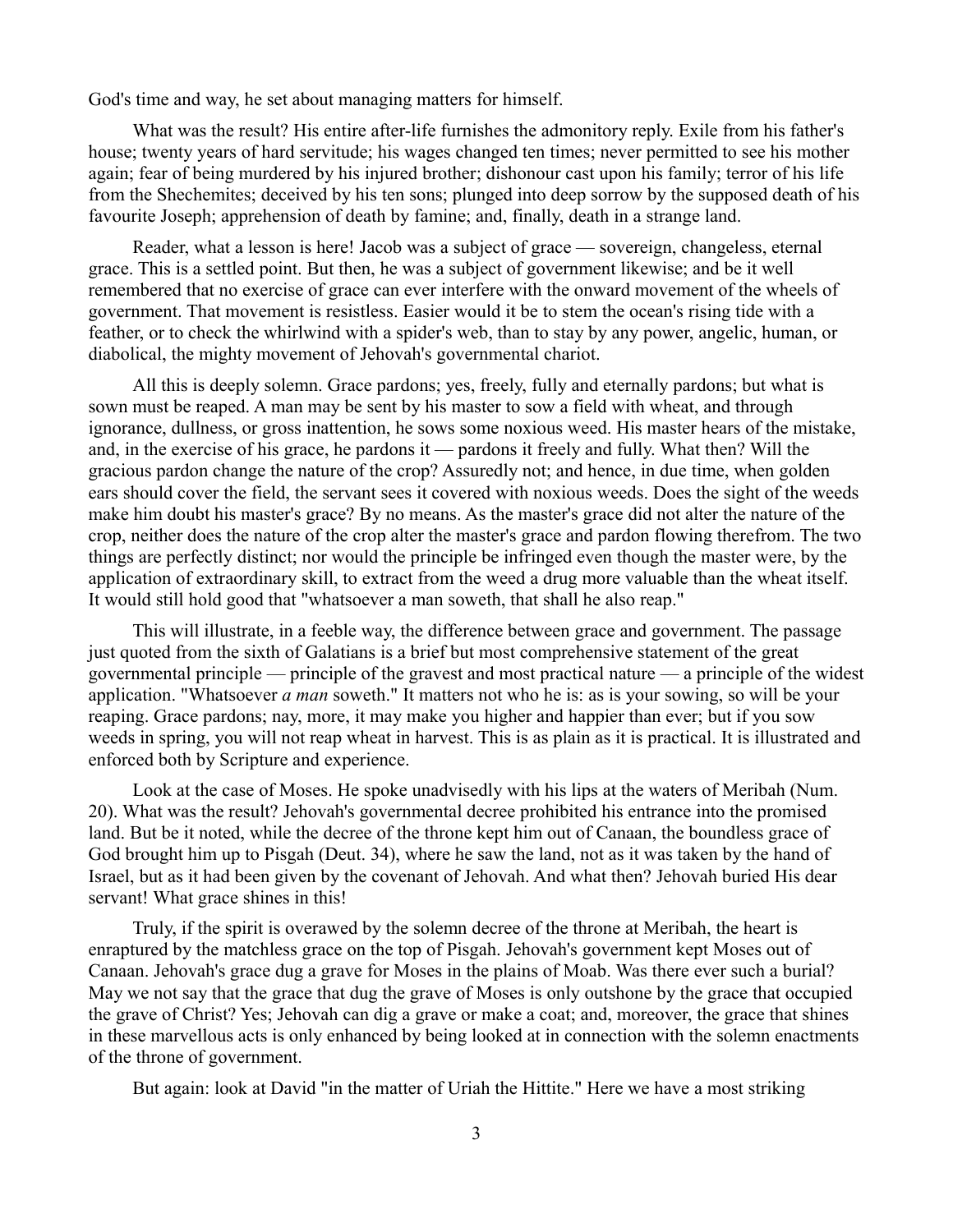God's time and way, he set about managing matters for himself.

What was the result? His entire after-life furnishes the admonitory reply. Exile from his father's house; twenty years of hard servitude; his wages changed ten times; never permitted to see his mother again; fear of being murdered by his injured brother; dishonour cast upon his family; terror of his life from the Shechemites; deceived by his ten sons; plunged into deep sorrow by the supposed death of his favourite Joseph; apprehension of death by famine; and, finally, death in a strange land.

Reader, what a lesson is here! Jacob was a subject of grace — sovereign, changeless, eternal grace. This is a settled point. But then, he was a subject of government likewise; and be it well remembered that no exercise of grace can ever interfere with the onward movement of the wheels of government. That movement is resistless. Easier would it be to stem the ocean's rising tide with a feather, or to check the whirlwind with a spider's web, than to stay by any power, angelic, human, or diabolical, the mighty movement of Jehovah's governmental chariot.

All this is deeply solemn. Grace pardons; yes, freely, fully and eternally pardons; but what is sown must be reaped. A man may be sent by his master to sow a field with wheat, and through ignorance, dullness, or gross inattention, he sows some noxious weed. His master hears of the mistake, and, in the exercise of his grace, he pardons it — pardons it freely and fully. What then? Will the gracious pardon change the nature of the crop? Assuredly not; and hence, in due time, when golden ears should cover the field, the servant sees it covered with noxious weeds. Does the sight of the weeds make him doubt his master's grace? By no means. As the master's grace did not alter the nature of the crop, neither does the nature of the crop alter the master's grace and pardon flowing therefrom. The two things are perfectly distinct; nor would the principle be infringed even though the master were, by the application of extraordinary skill, to extract from the weed a drug more valuable than the wheat itself. It would still hold good that "whatsoever a man soweth, that shall he also reap."

This will illustrate, in a feeble way, the difference between grace and government. The passage just quoted from the sixth of Galatians is a brief but most comprehensive statement of the great governmental principle — principle of the gravest and most practical nature — a principle of the widest application. "Whatsoever *a man* soweth." It matters not who he is: as is your sowing, so will be your reaping. Grace pardons; nay, more, it may make you higher and happier than ever; but if you sow weeds in spring, you will not reap wheat in harvest. This is as plain as it is practical. It is illustrated and enforced both by Scripture and experience.

Look at the case of Moses. He spoke unadvisedly with his lips at the waters of Meribah (Num. 20). What was the result? Jehovah's governmental decree prohibited his entrance into the promised land. But be it noted, while the decree of the throne kept him out of Canaan, the boundless grace of God brought him up to Pisgah (Deut. 34), where he saw the land, not as it was taken by the hand of Israel, but as it had been given by the covenant of Jehovah. And what then? Jehovah buried His dear servant! What grace shines in this!

Truly, if the spirit is overawed by the solemn decree of the throne at Meribah, the heart is enraptured by the matchless grace on the top of Pisgah. Jehovah's government kept Moses out of Canaan. Jehovah's grace dug a grave for Moses in the plains of Moab. Was there ever such a burial? May we not say that the grace that dug the grave of Moses is only outshone by the grace that occupied the grave of Christ? Yes; Jehovah can dig a grave or make a coat; and, moreover, the grace that shines in these marvellous acts is only enhanced by being looked at in connection with the solemn enactments of the throne of government.

But again: look at David "in the matter of Uriah the Hittite." Here we have a most striking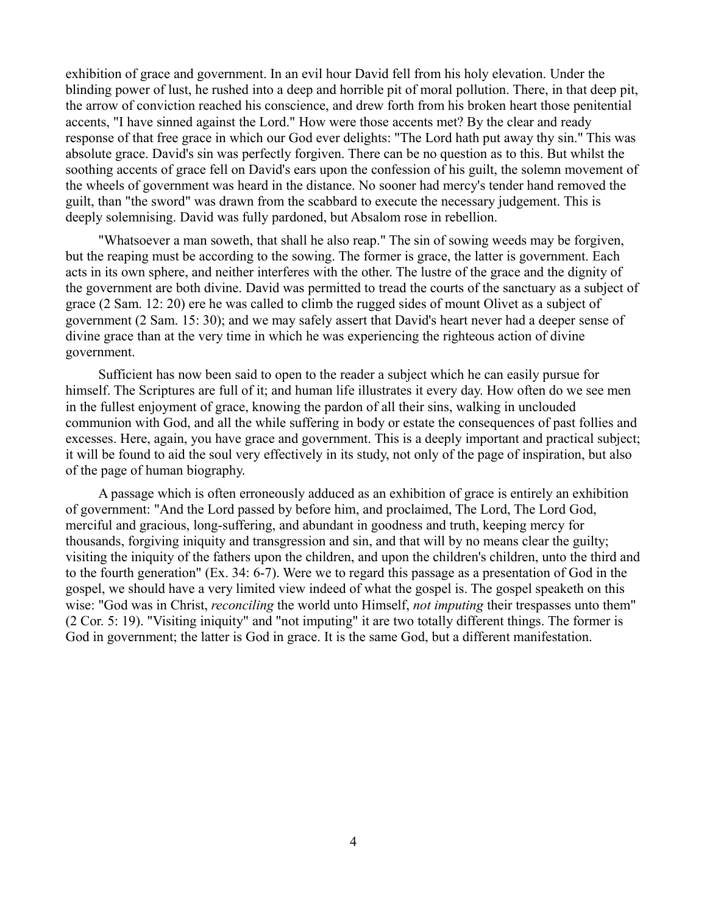exhibition of grace and government. In an evil hour David fell from his holy elevation. Under the blinding power of lust, he rushed into a deep and horrible pit of moral pollution. There, in that deep pit, the arrow of conviction reached his conscience, and drew forth from his broken heart those penitential accents, "I have sinned against the Lord." How were those accents met? By the clear and ready response of that free grace in which our God ever delights: "The Lord hath put away thy sin." This was absolute grace. David's sin was perfectly forgiven. There can be no question as to this. But whilst the soothing accents of grace fell on David's ears upon the confession of his guilt, the solemn movement of the wheels of government was heard in the distance. No sooner had mercy's tender hand removed the guilt, than "the sword" was drawn from the scabbard to execute the necessary judgement. This is deeply solemnising. David was fully pardoned, but Absalom rose in rebellion.

"Whatsoever a man soweth, that shall he also reap." The sin of sowing weeds may be forgiven, but the reaping must be according to the sowing. The former is grace, the latter is government. Each acts in its own sphere, and neither interferes with the other. The lustre of the grace and the dignity of the government are both divine. David was permitted to tread the courts of the sanctuary as a subject of grace (2 Sam. 12: 20) ere he was called to climb the rugged sides of mount Olivet as a subject of government (2 Sam. 15: 30); and we may safely assert that David's heart never had a deeper sense of divine grace than at the very time in which he was experiencing the righteous action of divine government.

Sufficient has now been said to open to the reader a subject which he can easily pursue for himself. The Scriptures are full of it; and human life illustrates it every day. How often do we see men in the fullest enjoyment of grace, knowing the pardon of all their sins, walking in unclouded communion with God, and all the while suffering in body or estate the consequences of past follies and excesses. Here, again, you have grace and government. This is a deeply important and practical subject; it will be found to aid the soul very effectively in its study, not only of the page of inspiration, but also of the page of human biography.

A passage which is often erroneously adduced as an exhibition of grace is entirely an exhibition of government: "And the Lord passed by before him, and proclaimed, The Lord, The Lord God, merciful and gracious, long-suffering, and abundant in goodness and truth, keeping mercy for thousands, forgiving iniquity and transgression and sin, and that will by no means clear the guilty; visiting the iniquity of the fathers upon the children, and upon the children's children, unto the third and to the fourth generation" (Ex. 34: 6-7). Were we to regard this passage as a presentation of God in the gospel, we should have a very limited view indeed of what the gospel is. The gospel speaketh on this wise: "God was in Christ, *reconciling* the world unto Himself, *not imputing* their trespasses unto them" (2 Cor. 5: 19). "Visiting iniquity" and "not imputing" it are two totally different things. The former is God in government; the latter is God in grace. It is the same God, but a different manifestation.